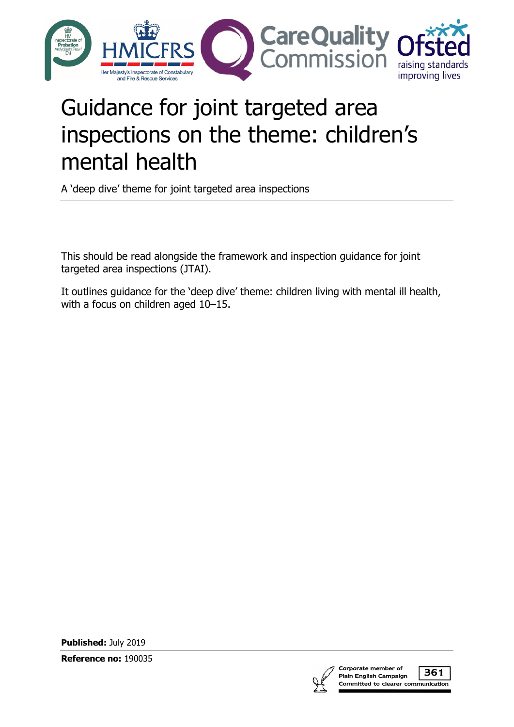# Guidance for joint targeted area inspections on the theme: children's mental health

A 'deep dive' theme for joint targeted area inspections

This should be read alongside the framework and inspection guidance for joint targeted area inspections (JTAI).

It outlines guidance for the 'deep dive' theme: children living with mental ill health, with a focus on children aged 10–15.

**Published:** July 2019

**Reference no:** 190035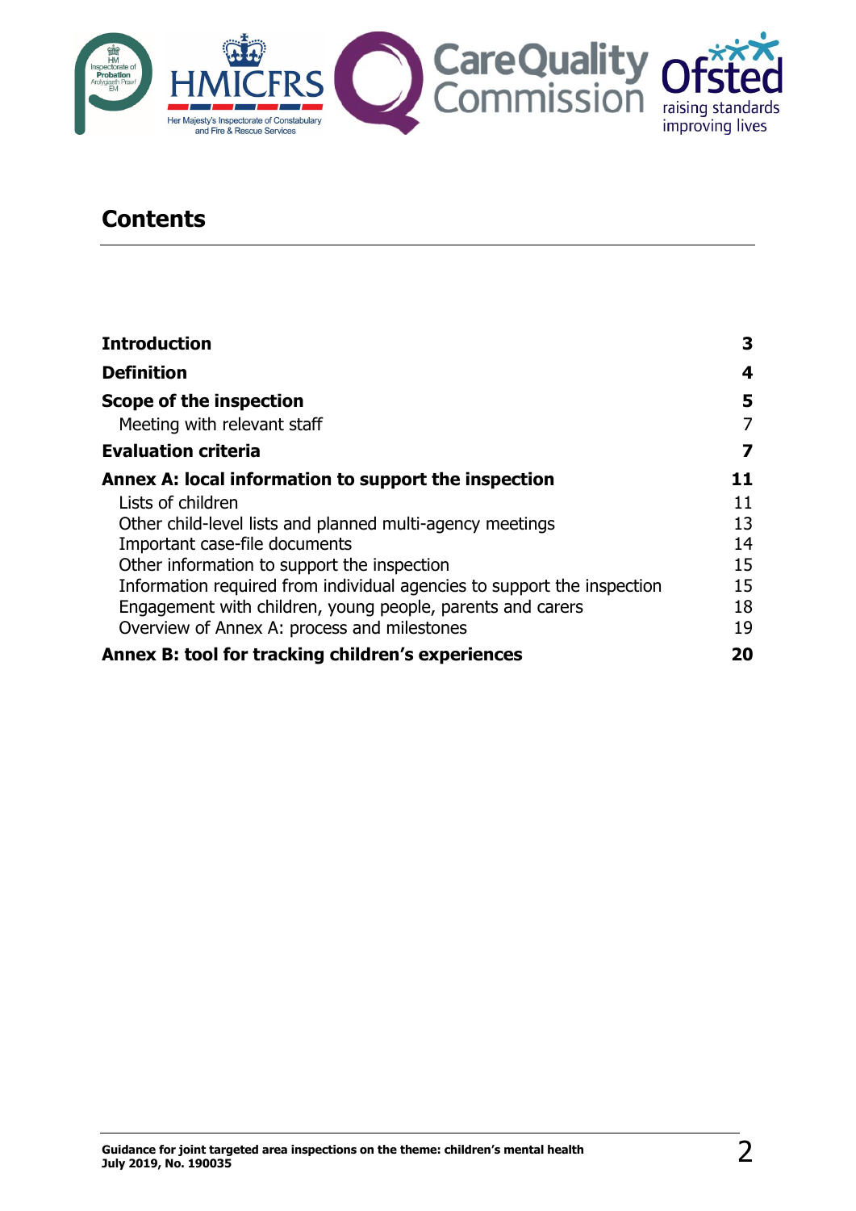## Contents

| | |
|---|---|
| **Introduction** | **3** |
| **Definition** | **4** |
| **Scope of the inspection** | **5** |
| Meeting with relevant staff | 7 |
| **Evaluation criteria** | **7** |
| **Annex A: local information to support the inspection** | **11** |
| Lists of children | 11 |
| Other child-level lists and planned multi-agency meetings | 13 |
| Important case-file documents | 14 |
| Other information to support the inspection | 15 |
| Information required from individual agencies to support the inspection | 15 |
| Engagement with children, young people, parents and carers | 18 |
| Overview of Annex A: process and milestones | 19 |
| **Annex B: tool for tracking children's experiences** | **20** |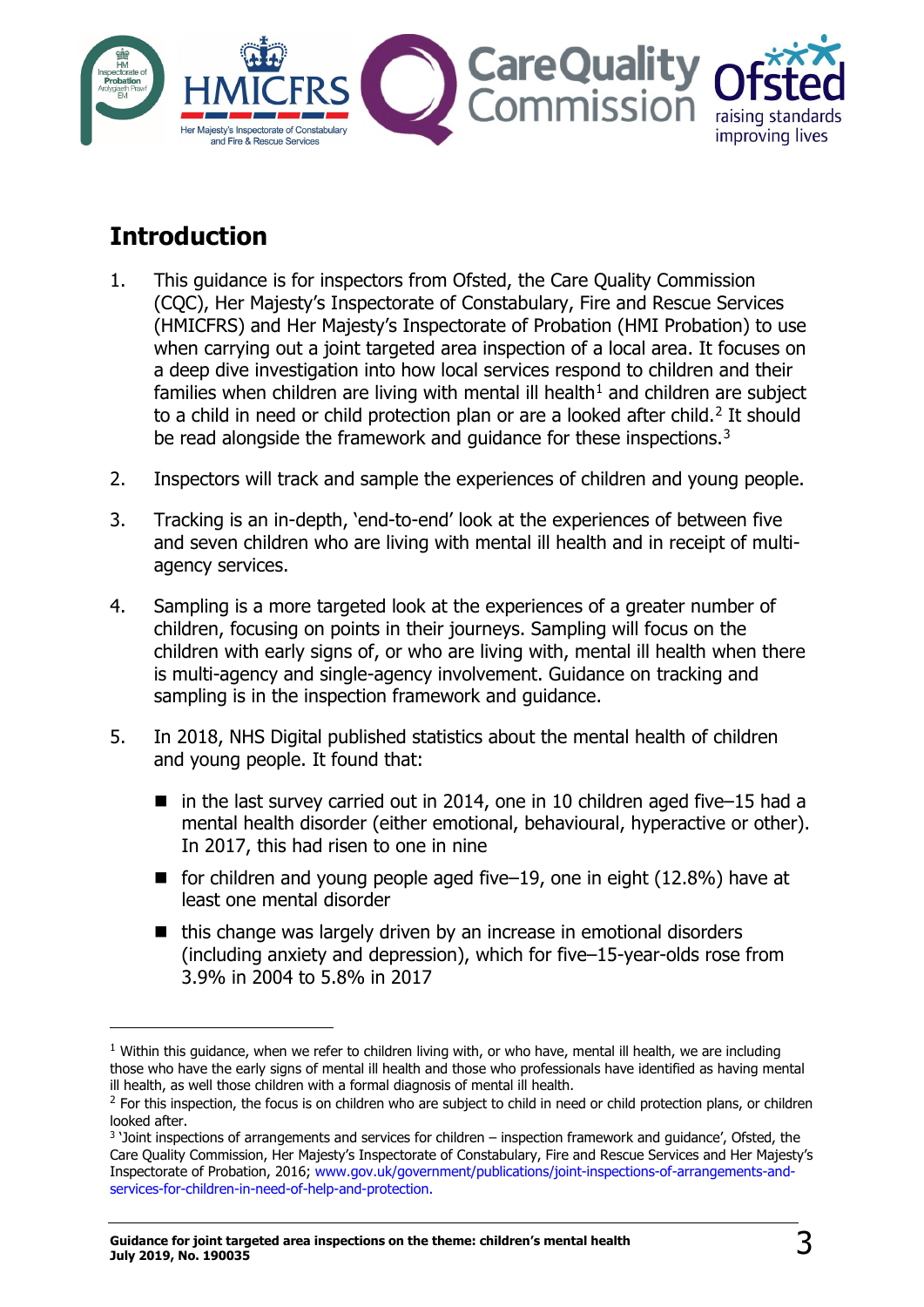## Introduction

1. This guidance is for inspectors from Ofsted, the Care Quality Commission (CQC), Her Majesty's Inspectorate of Constabulary, Fire and Rescue Services (HMICFRS) and Her Majesty's Inspectorate of Probation (HMI Probation) to use when carrying out a joint targeted area inspection of a local area. It focuses on a deep dive investigation into how local services respond to children and their families when children are living with mental ill health[1] and children are subject to a child in need or child protection plan or are a looked after child.[2] It should be read alongside the framework and guidance for these inspections.[3]

2. Inspectors will track and sample the experiences of children and young people.

3. Tracking is an in-depth, 'end-to-end' look at the experiences of between five and seven children who are living with mental ill health and in receipt of multi-agency services.

4. Sampling is a more targeted look at the experiences of a greater number of children, focusing on points in their journeys. Sampling will focus on the children with early signs of, or who are living with, mental ill health when there is multi-agency and single-agency involvement. Guidance on tracking and sampling is in the inspection framework and guidance.

5. In 2018, NHS Digital published statistics about the mental health of children and young people. It found that:

   - in the last survey carried out in 2014, one in 10 children aged five–15 had a mental health disorder (either emotional, behavioural, hyperactive or other). In 2017, this had risen to one in nine
   - for children and young people aged five–19, one in eight (12.8%) have at least one mental disorder
   - this change was largely driven by an increase in emotional disorders (including anxiety and depression), which for five–15-year-olds rose from 3.9% in 2004 to 5.8% in 2017

---

[1] Within this guidance, when we refer to children living with, or who have, mental ill health, we are including those who have the early signs of mental ill health and those who professionals have identified as having mental ill health, as well those children with a formal diagnosis of mental ill health.

[2] For this inspection, the focus is on children who are subject to child in need or child protection plans, or children looked after.

[3] 'Joint inspections of arrangements and services for children – inspection framework and guidance', Ofsted, the Care Quality Commission, Her Majesty's Inspectorate of Constabulary, Fire and Rescue Services and Her Majesty's Inspectorate of Probation, 2016; www.gov.uk/government/publications/joint-inspections-of-arrangements-and-services-for-children-in-need-of-help-and-protection.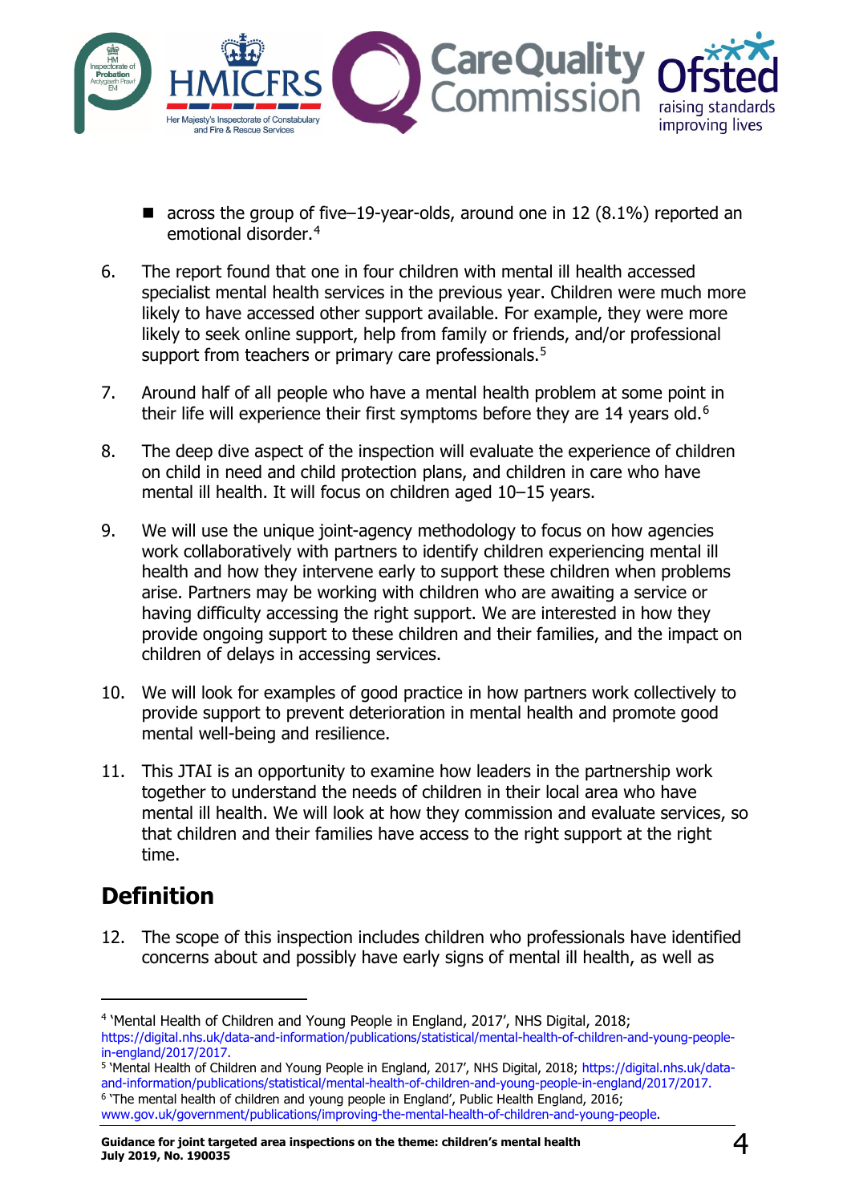- across the group of five–19-year-olds, around one in 12 (8.1%) reported an emotional disorder.[4]

6. The report found that one in four children with mental ill health accessed specialist mental health services in the previous year. Children were much more likely to have accessed other support available. For example, they were more likely to seek online support, help from family or friends, and/or professional support from teachers or primary care professionals.[5]

7. Around half of all people who have a mental health problem at some point in their life will experience their first symptoms before they are 14 years old.[6]

8. The deep dive aspect of the inspection will evaluate the experience of children on child in need and child protection plans, and children in care who have mental ill health. It will focus on children aged 10–15 years.

9. We will use the unique joint-agency methodology to focus on how agencies work collaboratively with partners to identify children experiencing mental ill health and how they intervene early to support these children when problems arise. Partners may be working with children who are awaiting a service or having difficulty accessing the right support. We are interested in how they provide ongoing support to these children and their families, and the impact on children of delays in accessing services.

10. We will look for examples of good practice in how partners work collectively to provide support to prevent deterioration in mental health and promote good mental well-being and resilience.

11. This JTAI is an opportunity to examine how leaders in the partnership work together to understand the needs of children in their local area who have mental ill health. We will look at how they commission and evaluate services, so that children and their families have access to the right support at the right time.

## Definition

12. The scope of this inspection includes children who professionals have identified concerns about and possibly have early signs of mental ill health, as well as

---

[4] 'Mental Health of Children and Young People in England, 2017', NHS Digital, 2018; https://digital.nhs.uk/data-and-information/publications/statistical/mental-health-of-children-and-young-people-in-england/2017/2017.

[5] 'Mental Health of Children and Young People in England, 2017', NHS Digital, 2018; https://digital.nhs.uk/data-and-information/publications/statistical/mental-health-of-children-and-young-people-in-england/2017/2017.

[6] 'The mental health of children and young people in England', Public Health England, 2016; www.gov.uk/government/publications/improving-the-mental-health-of-children-and-young-people.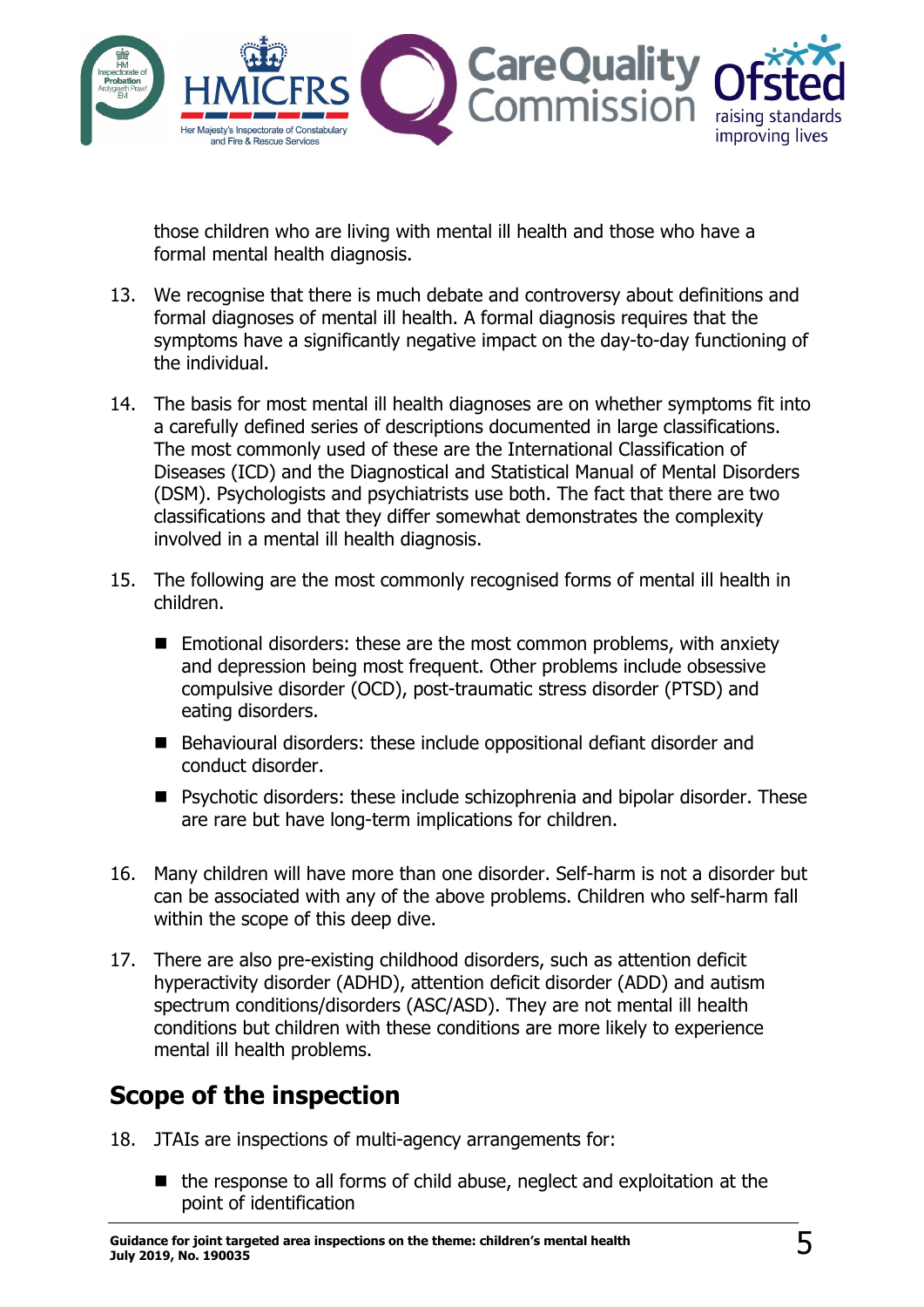those children who are living with mental ill health and those who have a formal mental health diagnosis.

13. We recognise that there is much debate and controversy about definitions and formal diagnoses of mental ill health. A formal diagnosis requires that the symptoms have a significantly negative impact on the day-to-day functioning of the individual.

14. The basis for most mental ill health diagnoses are on whether symptoms fit into a carefully defined series of descriptions documented in large classifications. The most commonly used of these are the International Classification of Diseases (ICD) and the Diagnostical and Statistical Manual of Mental Disorders (DSM). Psychologists and psychiatrists use both. The fact that there are two classifications and that they differ somewhat demonstrates the complexity involved in a mental ill health diagnosis.

15. The following are the most commonly recognised forms of mental ill health in children.

    - Emotional disorders: these are the most common problems, with anxiety and depression being most frequent. Other problems include obsessive compulsive disorder (OCD), post-traumatic stress disorder (PTSD) and eating disorders.
    - Behavioural disorders: these include oppositional defiant disorder and conduct disorder.
    - Psychotic disorders: these include schizophrenia and bipolar disorder. These are rare but have long-term implications for children.

16. Many children will have more than one disorder. Self-harm is not a disorder but can be associated with any of the above problems. Children who self-harm fall within the scope of this deep dive.

17. There are also pre-existing childhood disorders, such as attention deficit hyperactivity disorder (ADHD), attention deficit disorder (ADD) and autism spectrum conditions/disorders (ASC/ASD). They are not mental ill health conditions but children with these conditions are more likely to experience mental ill health problems.

## Scope of the inspection

18. JTAIs are inspections of multi-agency arrangements for:

    - the response to all forms of child abuse, neglect and exploitation at the point of identification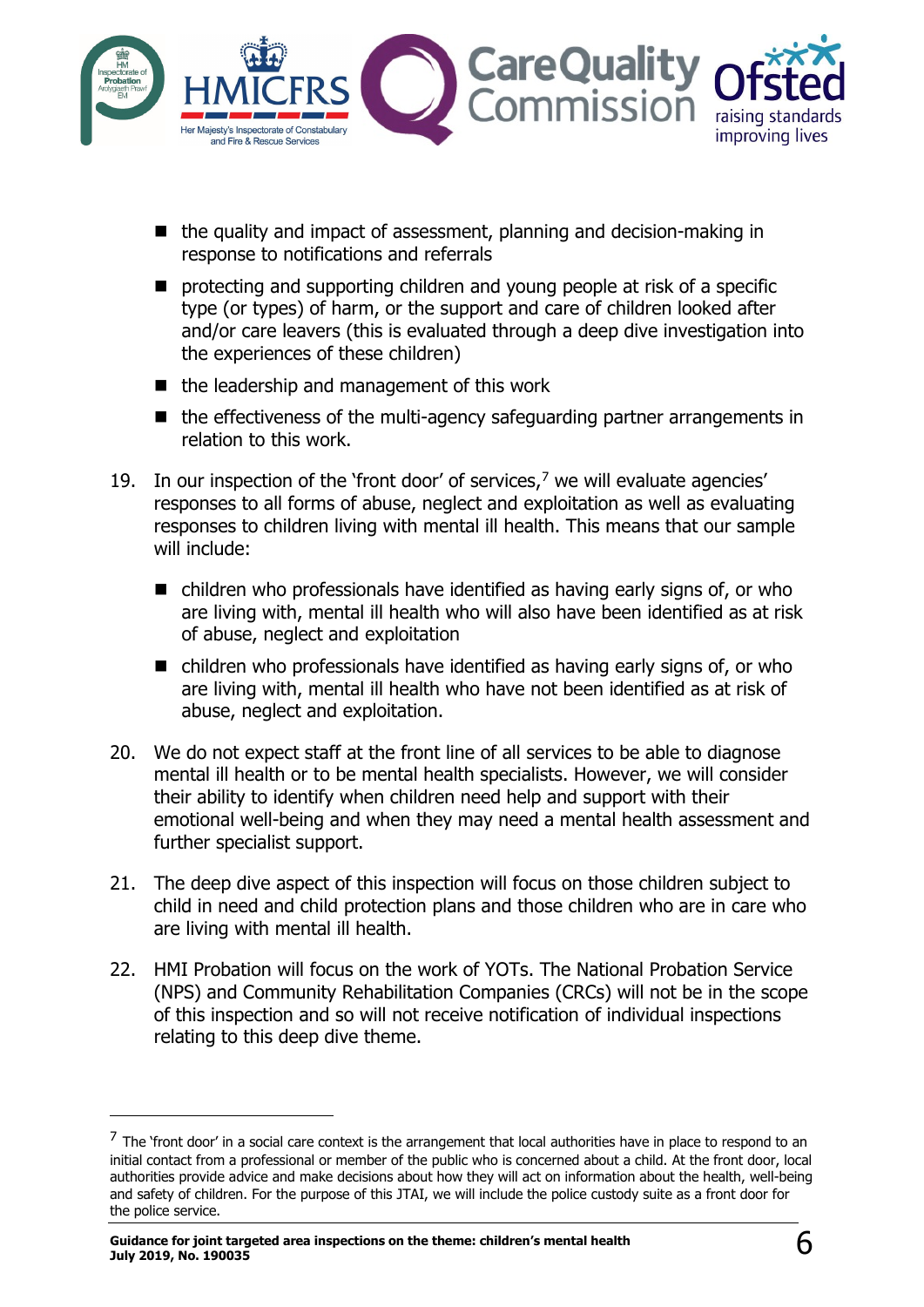- the quality and impact of assessment, planning and decision-making in response to notifications and referrals
- protecting and supporting children and young people at risk of a specific type (or types) of harm, or the support and care of children looked after and/or care leavers (this is evaluated through a deep dive investigation into the experiences of these children)
- the leadership and management of this work
- the effectiveness of the multi-agency safeguarding partner arrangements in relation to this work.

19. In our inspection of the 'front door' of services,[7] we will evaluate agencies' responses to all forms of abuse, neglect and exploitation as well as evaluating responses to children living with mental ill health. This means that our sample will include:

    - children who professionals have identified as having early signs of, or who are living with, mental ill health who will also have been identified as at risk of abuse, neglect and exploitation
    - children who professionals have identified as having early signs of, or who are living with, mental ill health who have not been identified as at risk of abuse, neglect and exploitation.

20. We do not expect staff at the front line of all services to be able to diagnose mental ill health or to be mental health specialists. However, we will consider their ability to identify when children need help and support with their emotional well-being and when they may need a mental health assessment and further specialist support.

21. The deep dive aspect of this inspection will focus on those children subject to child in need and child protection plans and those children who are in care who are living with mental ill health.

22. HMI Probation will focus on the work of YOTs. The National Probation Service (NPS) and Community Rehabilitation Companies (CRCs) will not be in the scope of this inspection and so will not receive notification of individual inspections relating to this deep dive theme.

---

[7] The 'front door' in a social care context is the arrangement that local authorities have in place to respond to an initial contact from a professional or member of the public who is concerned about a child. At the front door, local authorities provide advice and make decisions about how they will act on information about the health, well-being and safety of children. For the purpose of this JTAI, we will include the police custody suite as a front door for the police service.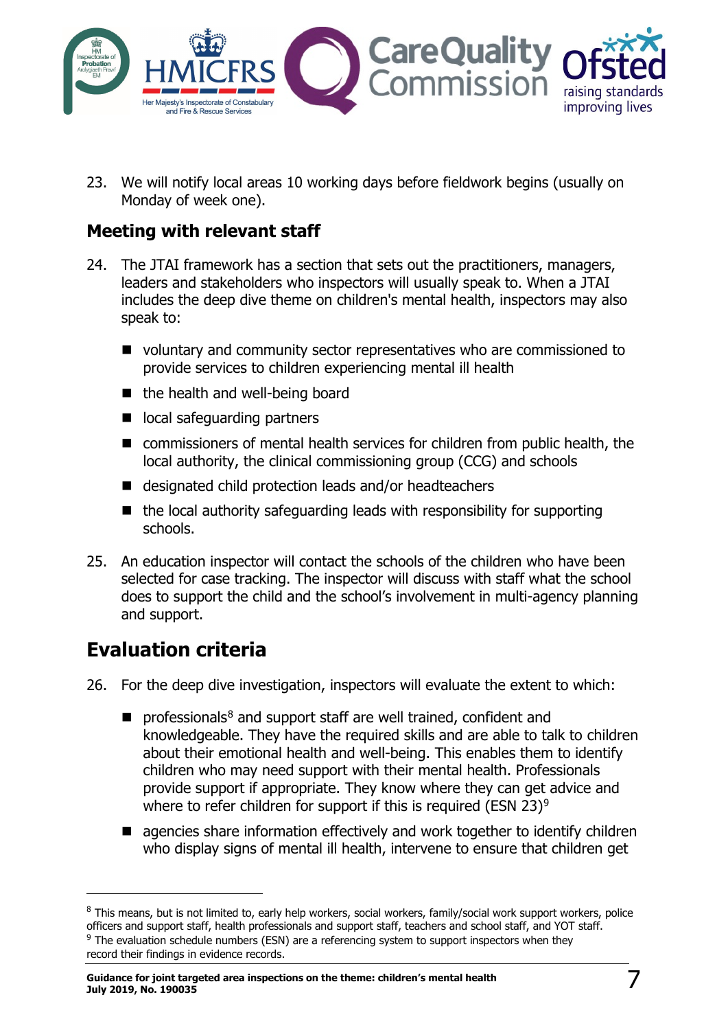23. We will notify local areas 10 working days before fieldwork begins (usually on Monday of week one).

### Meeting with relevant staff

24. The JTAI framework has a section that sets out the practitioners, managers, leaders and stakeholders who inspectors will usually speak to. When a JTAI includes the deep dive theme on children's mental health, inspectors may also speak to:

   - voluntary and community sector representatives who are commissioned to provide services to children experiencing mental ill health
   - the health and well-being board
   - local safeguarding partners
   - commissioners of mental health services for children from public health, the local authority, the clinical commissioning group (CCG) and schools
   - designated child protection leads and/or headteachers
   - the local authority safeguarding leads with responsibility for supporting schools.

25. An education inspector will contact the schools of the children who have been selected for case tracking. The inspector will discuss with staff what the school does to support the child and the school's involvement in multi-agency planning and support.

## Evaluation criteria

26. For the deep dive investigation, inspectors will evaluate the extent to which:

   - professionals[8] and support staff are well trained, confident and knowledgeable. They have the required skills and are able to talk to children about their emotional health and well-being. This enables them to identify children who may need support with their mental health. Professionals provide support if appropriate. They know where they can get advice and where to refer children for support if this is required (ESN 23)[9]
   - agencies share information effectively and work together to identify children who display signs of mental ill health, intervene to ensure that children get

---

[8] This means, but is not limited to, early help workers, social workers, family/social work support workers, police officers and support staff, health professionals and support staff, teachers and school staff, and YOT staff.

[9] The evaluation schedule numbers (ESN) are a referencing system to support inspectors when they record their findings in evidence records.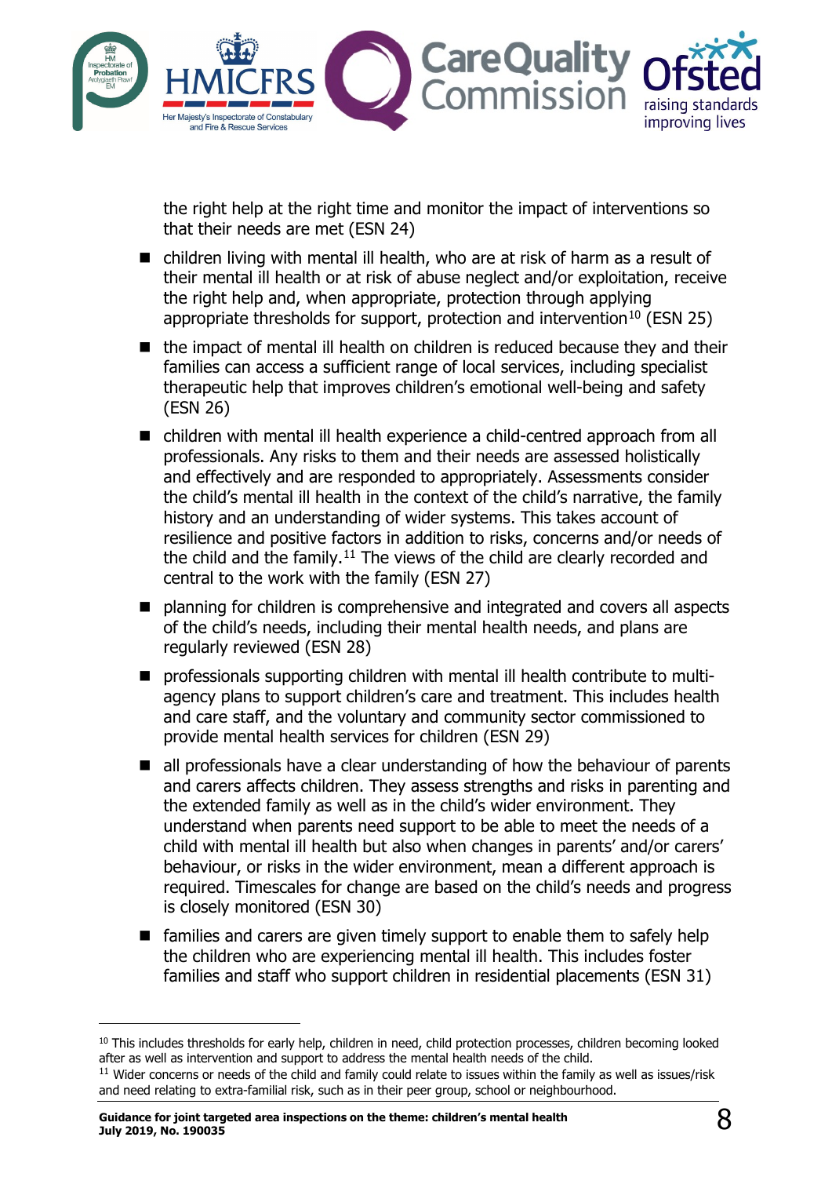the right help at the right time and monitor the impact of interventions so that their needs are met (ESN 24)

- children living with mental ill health, who are at risk of harm as a result of their mental ill health or at risk of abuse neglect and/or exploitation, receive the right help and, when appropriate, protection through applying appropriate thresholds for support, protection and intervention[10] (ESN 25)
- the impact of mental ill health on children is reduced because they and their families can access a sufficient range of local services, including specialist therapeutic help that improves children's emotional well-being and safety (ESN 26)
- children with mental ill health experience a child-centred approach from all professionals. Any risks to them and their needs are assessed holistically and effectively and are responded to appropriately. Assessments consider the child's mental ill health in the context of the child's narrative, the family history and an understanding of wider systems. This takes account of resilience and positive factors in addition to risks, concerns and/or needs of the child and the family.[11] The views of the child are clearly recorded and central to the work with the family (ESN 27)
- planning for children is comprehensive and integrated and covers all aspects of the child's needs, including their mental health needs, and plans are regularly reviewed (ESN 28)
- professionals supporting children with mental ill health contribute to multi-agency plans to support children's care and treatment. This includes health and care staff, and the voluntary and community sector commissioned to provide mental health services for children (ESN 29)
- all professionals have a clear understanding of how the behaviour of parents and carers affects children. They assess strengths and risks in parenting and the extended family as well as in the child's wider environment. They understand when parents need support to be able to meet the needs of a child with mental ill health but also when changes in parents' and/or carers' behaviour, or risks in the wider environment, mean a different approach is required. Timescales for change are based on the child's needs and progress is closely monitored (ESN 30)
- families and carers are given timely support to enable them to safely help the children who are experiencing mental ill health. This includes foster families and staff who support children in residential placements (ESN 31)

---

[10] This includes thresholds for early help, children in need, child protection processes, children becoming looked after as well as intervention and support to address the mental health needs of the child.

[11] Wider concerns or needs of the child and family could relate to issues within the family as well as issues/risk and need relating to extra-familial risk, such as in their peer group, school or neighbourhood.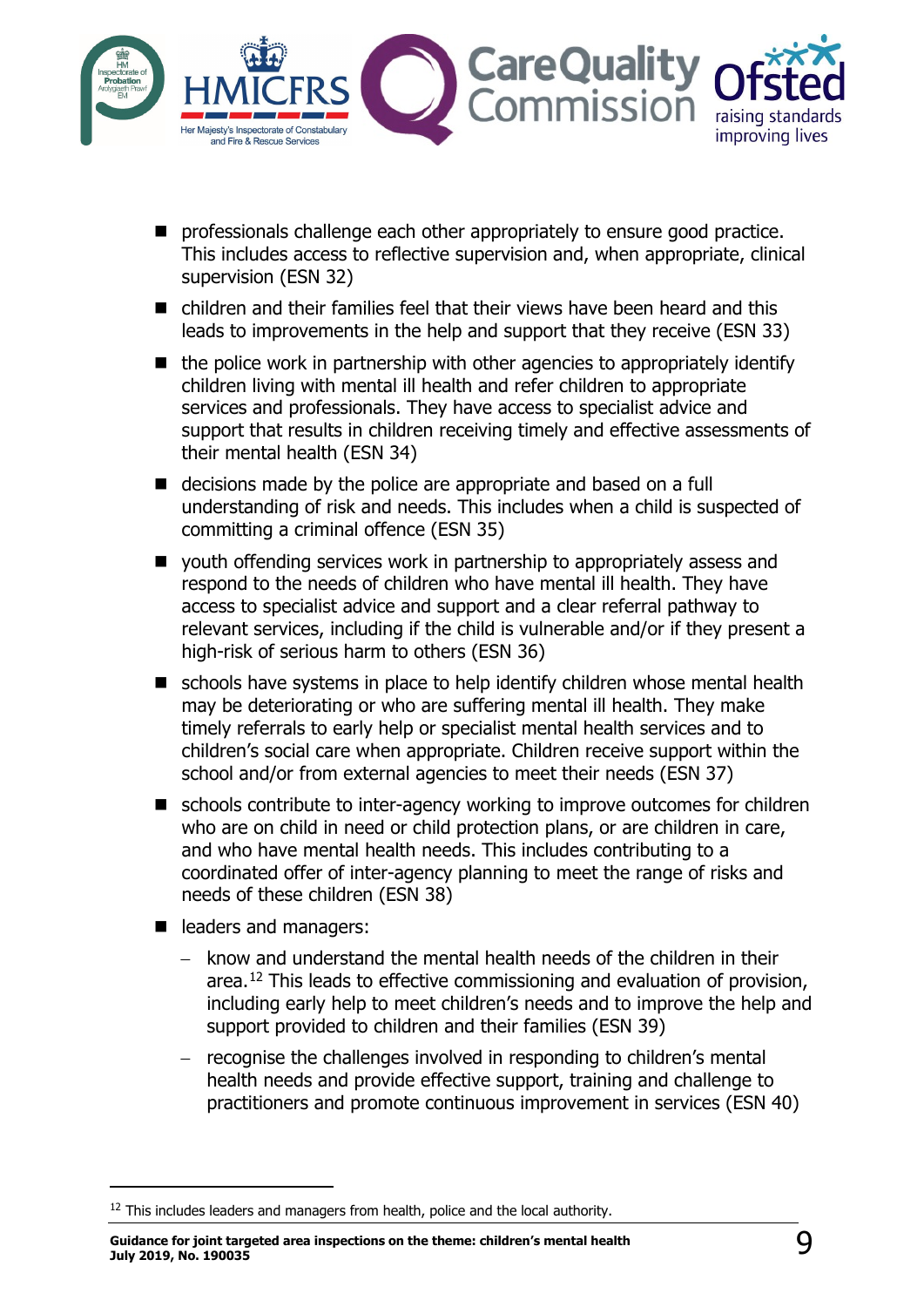- professionals challenge each other appropriately to ensure good practice. This includes access to reflective supervision and, when appropriate, clinical supervision (ESN 32)
- children and their families feel that their views have been heard and this leads to improvements in the help and support that they receive (ESN 33)
- the police work in partnership with other agencies to appropriately identify children living with mental ill health and refer children to appropriate services and professionals. They have access to specialist advice and support that results in children receiving timely and effective assessments of their mental health (ESN 34)
- decisions made by the police are appropriate and based on a full understanding of risk and needs. This includes when a child is suspected of committing a criminal offence (ESN 35)
- youth offending services work in partnership to appropriately assess and respond to the needs of children who have mental ill health. They have access to specialist advice and support and a clear referral pathway to relevant services, including if the child is vulnerable and/or if they present a high-risk of serious harm to others (ESN 36)
- schools have systems in place to help identify children whose mental health may be deteriorating or who are suffering mental ill health. They make timely referrals to early help or specialist mental health services and to children's social care when appropriate. Children receive support within the school and/or from external agencies to meet their needs (ESN 37)
- schools contribute to inter-agency working to improve outcomes for children who are on child in need or child protection plans, or are children in care, and who have mental health needs. This includes contributing to a coordinated offer of inter-agency planning to meet the range of risks and needs of these children (ESN 38)
- leaders and managers:
  - know and understand the mental health needs of the children in their area.[12] This leads to effective commissioning and evaluation of provision, including early help to meet children's needs and to improve the help and support provided to children and their families (ESN 39)
  - recognise the challenges involved in responding to children's mental health needs and provide effective support, training and challenge to practitioners and promote continuous improvement in services (ESN 40)

[12] This includes leaders and managers from health, police and the local authority.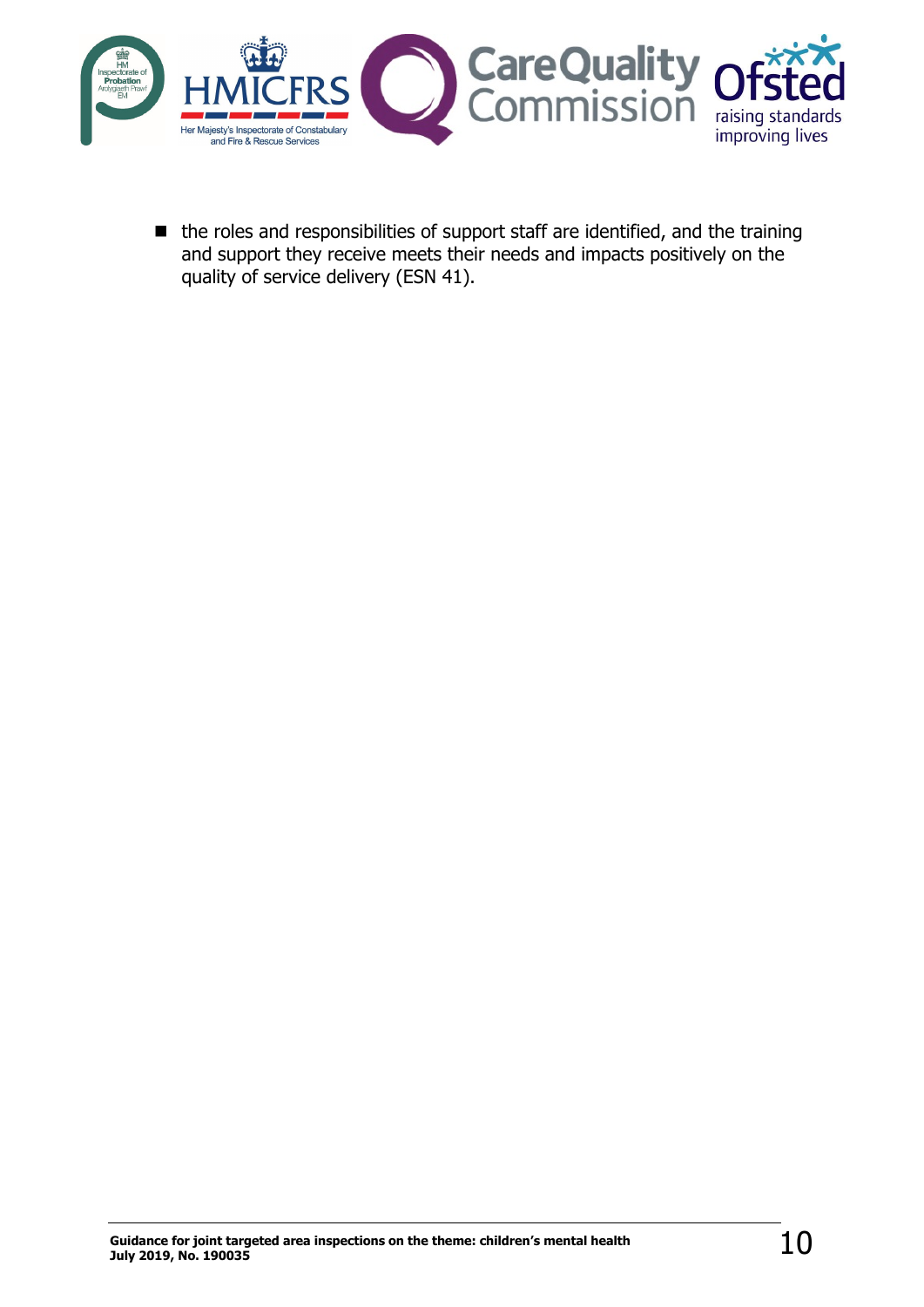- the roles and responsibilities of support staff are identified, and the training and support they receive meets their needs and impacts positively on the quality of service delivery (ESN 41).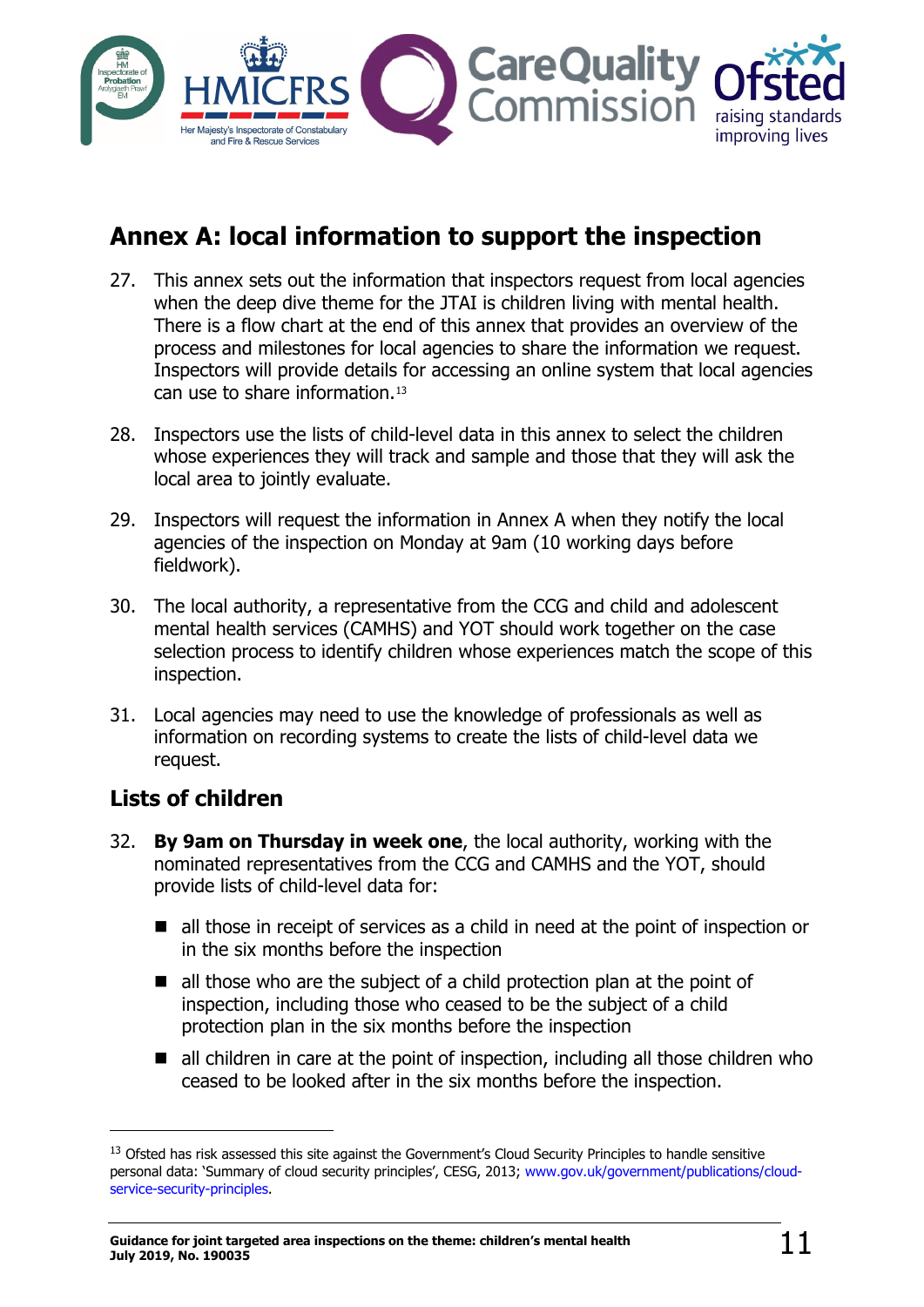## Annex A: local information to support the inspection

27. This annex sets out the information that inspectors request from local agencies when the deep dive theme for the JTAI is children living with mental health. There is a flow chart at the end of this annex that provides an overview of the process and milestones for local agencies to share the information we request. Inspectors will provide details for accessing an online system that local agencies can use to share information.[13]

28. Inspectors use the lists of child-level data in this annex to select the children whose experiences they will track and sample and those that they will ask the local area to jointly evaluate.

29. Inspectors will request the information in Annex A when they notify the local agencies of the inspection on Monday at 9am (10 working days before fieldwork).

30. The local authority, a representative from the CCG and child and adolescent mental health services (CAMHS) and YOT should work together on the case selection process to identify children whose experiences match the scope of this inspection.

31. Local agencies may need to use the knowledge of professionals as well as information on recording systems to create the lists of child-level data we request.

### Lists of children

32. **By 9am on Thursday in week one**, the local authority, working with the nominated representatives from the CCG and CAMHS and the YOT, should provide lists of child-level data for:

   - all those in receipt of services as a child in need at the point of inspection or in the six months before the inspection
   - all those who are the subject of a child protection plan at the point of inspection, including those who ceased to be the subject of a child protection plan in the six months before the inspection
   - all children in care at the point of inspection, including all those children who ceased to be looked after in the six months before the inspection.

[13] Ofsted has risk assessed this site against the Government's Cloud Security Principles to handle sensitive personal data: 'Summary of cloud security principles', CESG, 2013; www.gov.uk/government/publications/cloud-service-security-principles.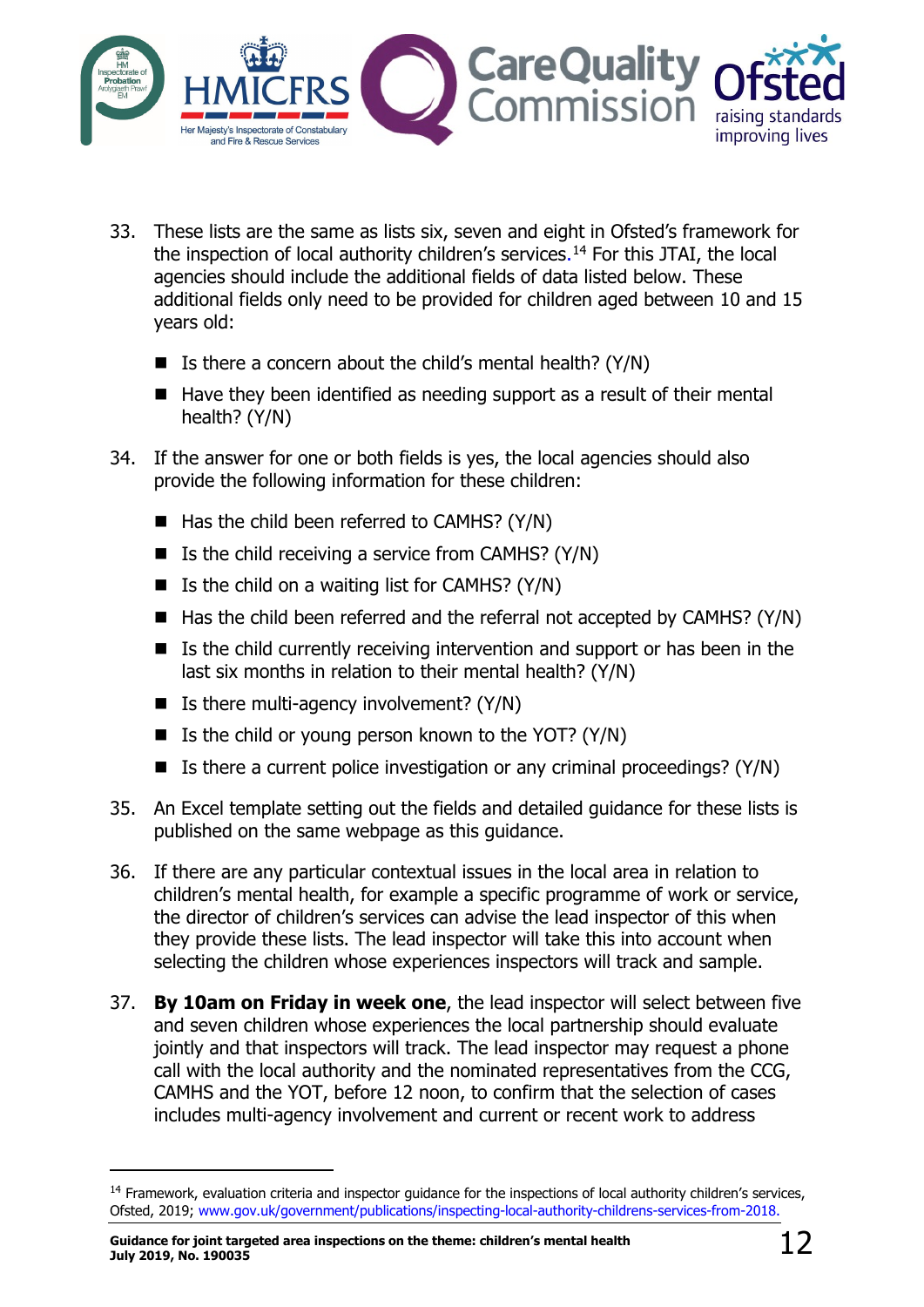33. These lists are the same as lists six, seven and eight in Ofsted's framework for the inspection of local authority children's services.[14] For this JTAI, the local agencies should include the additional fields of data listed below. These additional fields only need to be provided for children aged between 10 and 15 years old:

   - Is there a concern about the child's mental health? (Y/N)
   - Have they been identified as needing support as a result of their mental health? (Y/N)

34. If the answer for one or both fields is yes, the local agencies should also provide the following information for these children:

   - Has the child been referred to CAMHS? (Y/N)
   - Is the child receiving a service from CAMHS? (Y/N)
   - Is the child on a waiting list for CAMHS? (Y/N)
   - Has the child been referred and the referral not accepted by CAMHS? (Y/N)
   - Is the child currently receiving intervention and support or has been in the last six months in relation to their mental health? (Y/N)
   - Is there multi-agency involvement? (Y/N)
   - Is the child or young person known to the YOT? (Y/N)
   - Is there a current police investigation or any criminal proceedings? (Y/N)

35. An Excel template setting out the fields and detailed guidance for these lists is published on the same webpage as this guidance.

36. If there are any particular contextual issues in the local area in relation to children's mental health, for example a specific programme of work or service, the director of children's services can advise the lead inspector of this when they provide these lists. The lead inspector will take this into account when selecting the children whose experiences inspectors will track and sample.

37. **By 10am on Friday in week one**, the lead inspector will select between five and seven children whose experiences the local partnership should evaluate jointly and that inspectors will track. The lead inspector may request a phone call with the local authority and the nominated representatives from the CCG, CAMHS and the YOT, before 12 noon, to confirm that the selection of cases includes multi-agency involvement and current or recent work to address

[14] Framework, evaluation criteria and inspector guidance for the inspections of local authority children's services, Ofsted, 2019; www.gov.uk/government/publications/inspecting-local-authority-childrens-services-from-2018.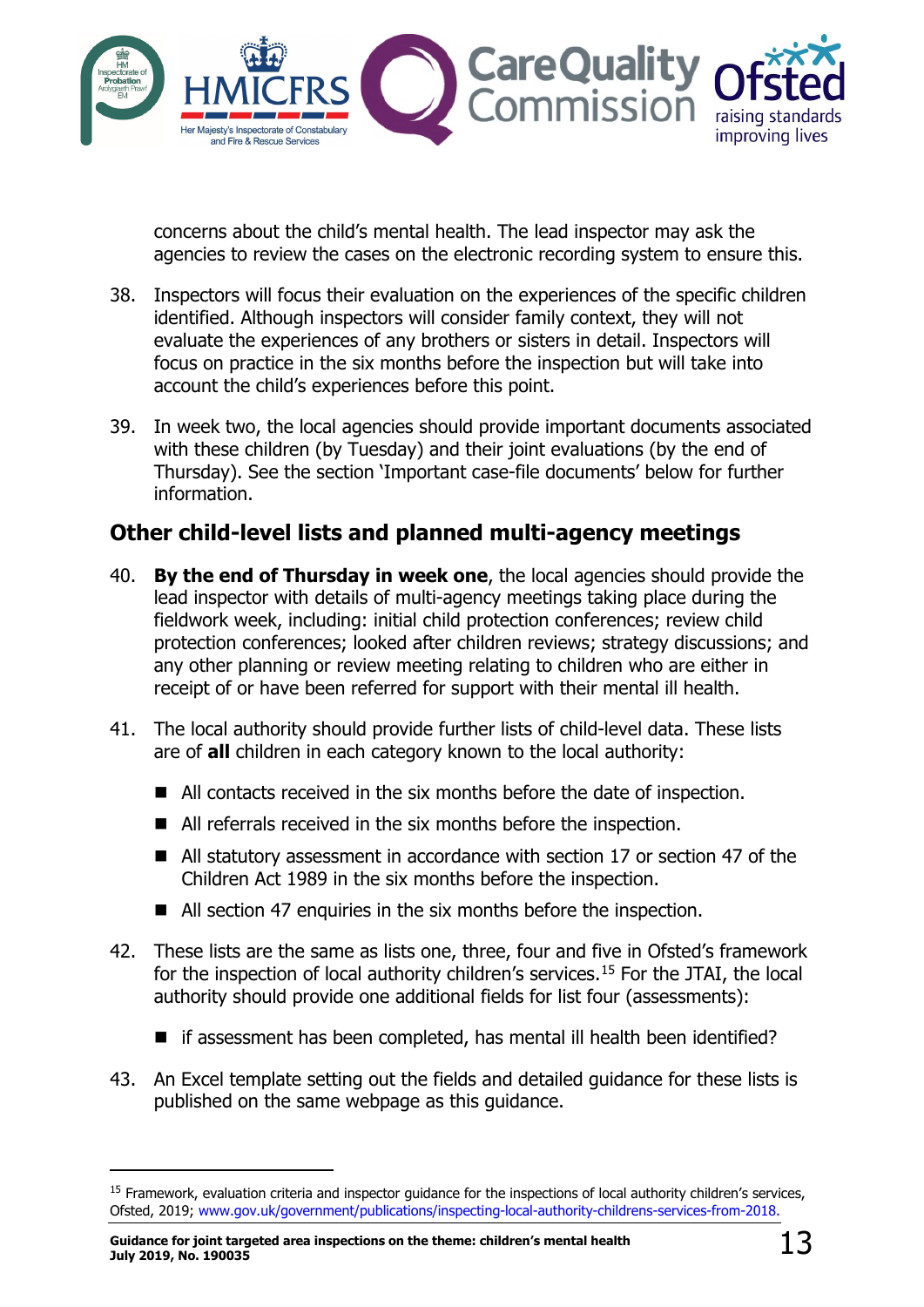concerns about the child's mental health. The lead inspector may ask the agencies to review the cases on the electronic recording system to ensure this.

38. Inspectors will focus their evaluation on the experiences of the specific children identified. Although inspectors will consider family context, they will not evaluate the experiences of any brothers or sisters in detail. Inspectors will focus on practice in the six months before the inspection but will take into account the child's experiences before this point.

39. In week two, the local agencies should provide important documents associated with these children (by Tuesday) and their joint evaluations (by the end of Thursday). See the section 'Important case-file documents' below for further information.

## Other child-level lists and planned multi-agency meetings

40. **By the end of Thursday in week one**, the local agencies should provide the lead inspector with details of multi-agency meetings taking place during the fieldwork week, including: initial child protection conferences; review child protection conferences; looked after children reviews; strategy discussions; and any other planning or review meeting relating to children who are either in receipt of or have been referred for support with their mental ill health.

41. The local authority should provide further lists of child-level data. These lists are of **all** children in each category known to the local authority:

    - All contacts received in the six months before the date of inspection.
    - All referrals received in the six months before the inspection.
    - All statutory assessment in accordance with section 17 or section 47 of the Children Act 1989 in the six months before the inspection.
    - All section 47 enquiries in the six months before the inspection.

42. These lists are the same as lists one, three, four and five in Ofsted's framework for the inspection of local authority children's services.[15] For the JTAI, the local authority should provide one additional fields for list four (assessments):

    - if assessment has been completed, has mental ill health been identified?

43. An Excel template setting out the fields and detailed guidance for these lists is published on the same webpage as this guidance.

[15] Framework, evaluation criteria and inspector guidance for the inspections of local authority children's services, Ofsted, 2019; www.gov.uk/government/publications/inspecting-local-authority-childrens-services-from-2018.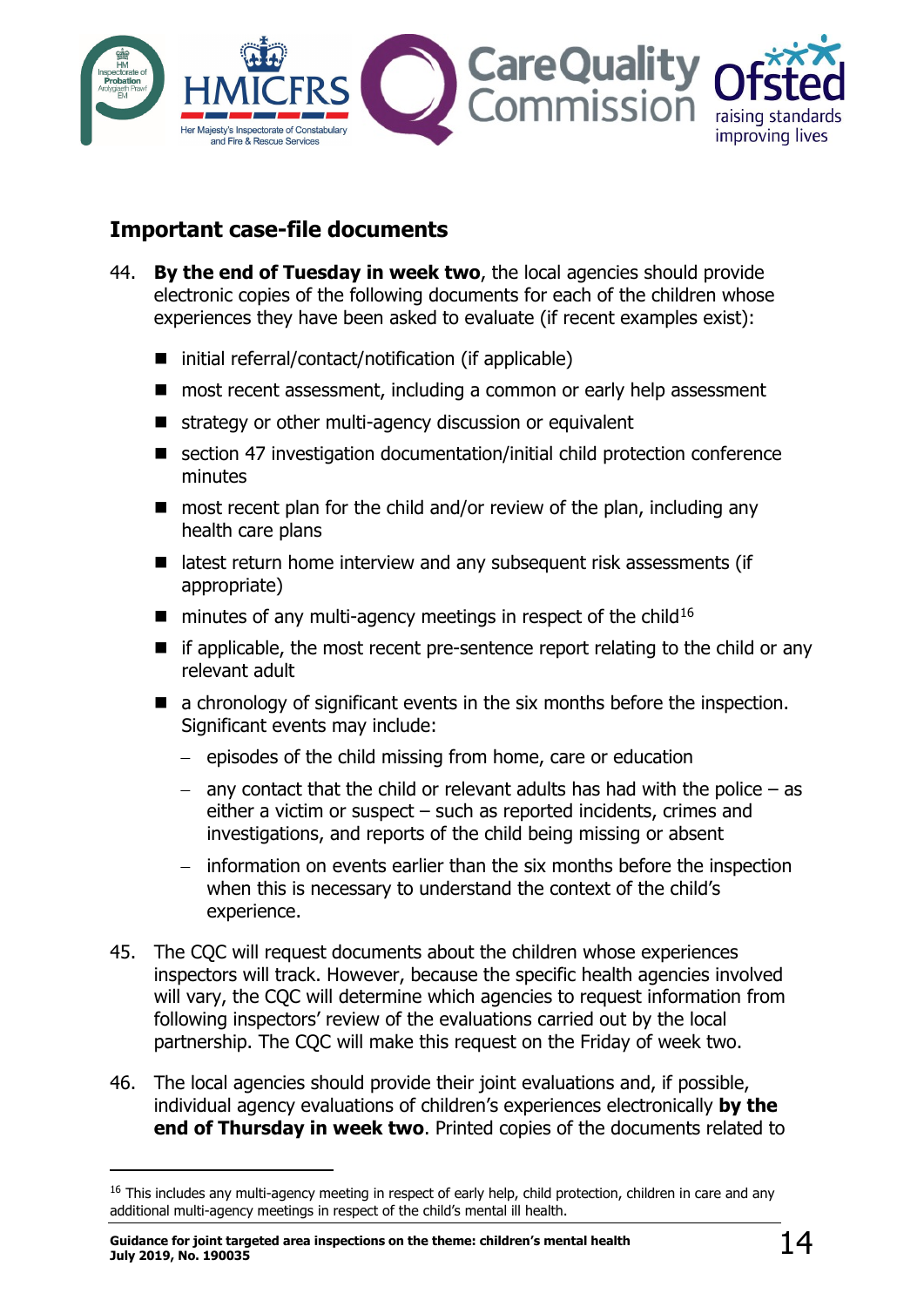## Important case-file documents

44. **By the end of Tuesday in week two**, the local agencies should provide electronic copies of the following documents for each of the children whose experiences they have been asked to evaluate (if recent examples exist):

    - initial referral/contact/notification (if applicable)
    - most recent assessment, including a common or early help assessment
    - strategy or other multi-agency discussion or equivalent
    - section 47 investigation documentation/initial child protection conference minutes
    - most recent plan for the child and/or review of the plan, including any health care plans
    - latest return home interview and any subsequent risk assessments (if appropriate)
    - minutes of any multi-agency meetings in respect of the child[16]
    - if applicable, the most recent pre-sentence report relating to the child or any relevant adult
    - a chronology of significant events in the six months before the inspection. Significant events may include:
      - episodes of the child missing from home, care or education
      - any contact that the child or relevant adults has had with the police – as either a victim or suspect – such as reported incidents, crimes and investigations, and reports of the child being missing or absent
      - information on events earlier than the six months before the inspection when this is necessary to understand the context of the child's experience.

45. The CQC will request documents about the children whose experiences inspectors will track. However, because the specific health agencies involved will vary, the CQC will determine which agencies to request information from following inspectors' review of the evaluations carried out by the local partnership. The CQC will make this request on the Friday of week two.

46. The local agencies should provide their joint evaluations and, if possible, individual agency evaluations of children's experiences electronically **by the end of Thursday in week two**. Printed copies of the documents related to

---

[16] This includes any multi-agency meeting in respect of early help, child protection, children in care and any additional multi-agency meetings in respect of the child's mental ill health.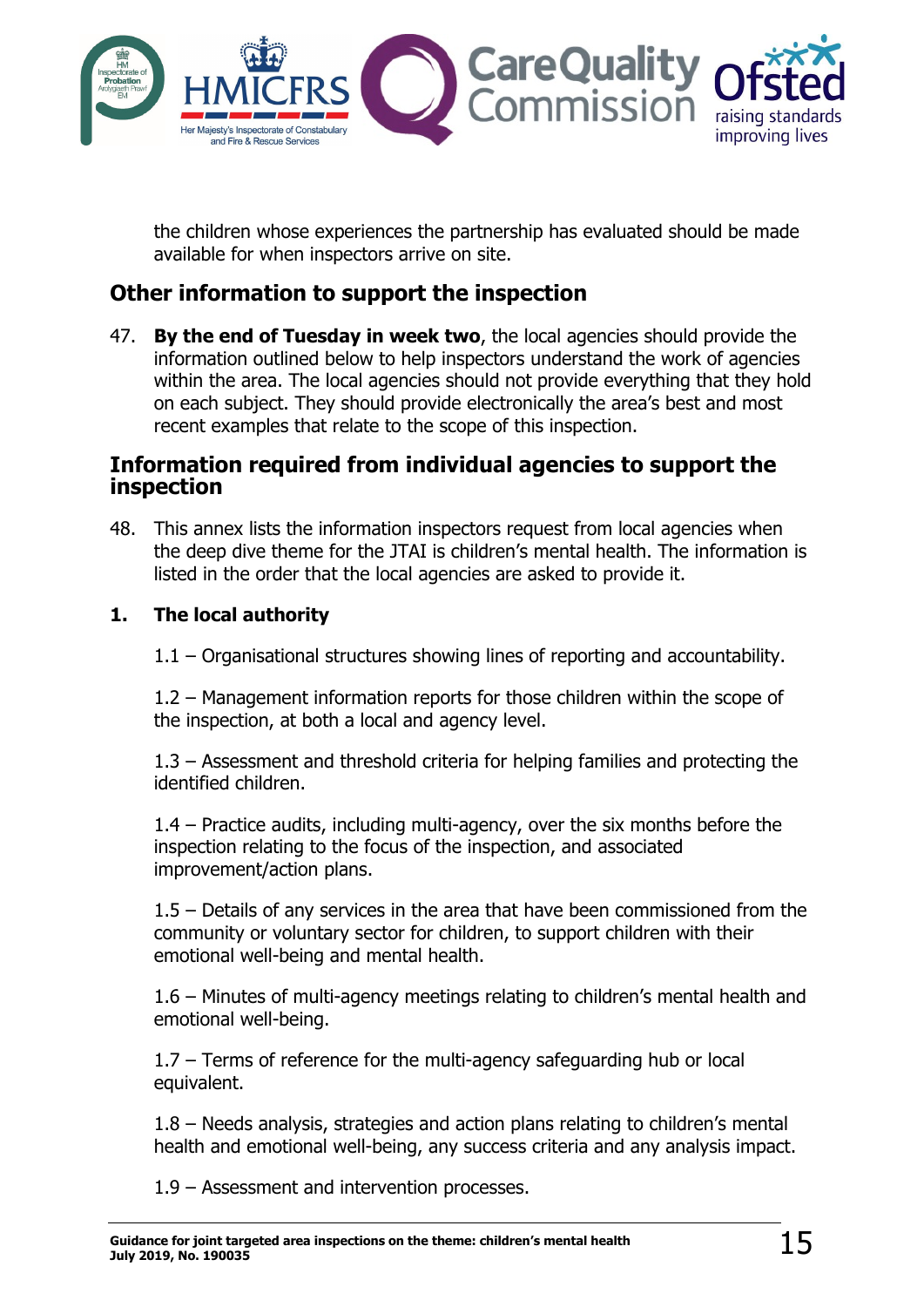the children whose experiences the partnership has evaluated should be made available for when inspectors arrive on site.

## Other information to support the inspection

47. **By the end of Tuesday in week two**, the local agencies should provide the information outlined below to help inspectors understand the work of agencies within the area. The local agencies should not provide everything that they hold on each subject. They should provide electronically the area's best and most recent examples that relate to the scope of this inspection.

## Information required from individual agencies to support the inspection

48. This annex lists the information inspectors request from local agencies when the deep dive theme for the JTAI is children's mental health. The information is listed in the order that the local agencies are asked to provide it.

### 1. The local authority

1.1 – Organisational structures showing lines of reporting and accountability.

1.2 – Management information reports for those children within the scope of the inspection, at both a local and agency level.

1.3 – Assessment and threshold criteria for helping families and protecting the identified children.

1.4 – Practice audits, including multi-agency, over the six months before the inspection relating to the focus of the inspection, and associated improvement/action plans.

1.5 – Details of any services in the area that have been commissioned from the community or voluntary sector for children, to support children with their emotional well-being and mental health.

1.6 – Minutes of multi-agency meetings relating to children's mental health and emotional well-being.

1.7 – Terms of reference for the multi-agency safeguarding hub or local equivalent.

1.8 – Needs analysis, strategies and action plans relating to children's mental health and emotional well-being, any success criteria and any analysis impact.

1.9 – Assessment and intervention processes.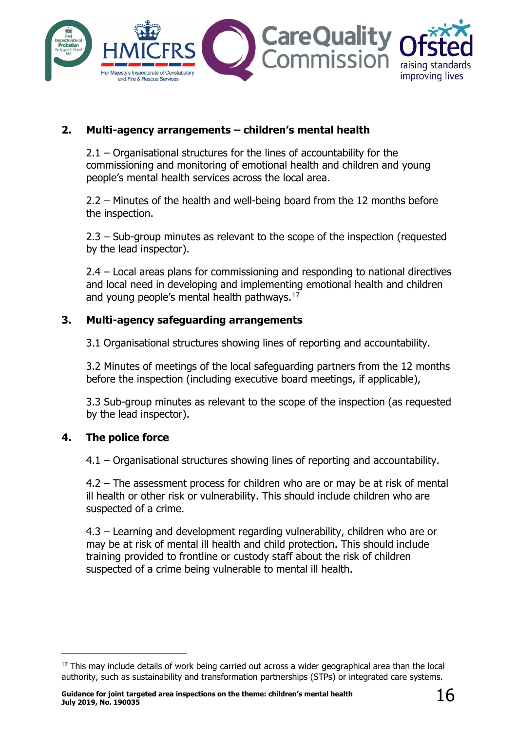## 2. Multi-agency arrangements – children's mental health

2.1 – Organisational structures for the lines of accountability for the commissioning and monitoring of emotional health and children and young people's mental health services across the local area.

2.2 – Minutes of the health and well-being board from the 12 months before the inspection.

2.3 – Sub-group minutes as relevant to the scope of the inspection (requested by the lead inspector).

2.4 – Local areas plans for commissioning and responding to national directives and local need in developing and implementing emotional health and children and young people's mental health pathways.[17]

## 3. Multi-agency safeguarding arrangements

3.1 Organisational structures showing lines of reporting and accountability.

3.2 Minutes of meetings of the local safeguarding partners from the 12 months before the inspection (including executive board meetings, if applicable),

3.3 Sub-group minutes as relevant to the scope of the inspection (as requested by the lead inspector).

## 4. The police force

4.1 – Organisational structures showing lines of reporting and accountability.

4.2 – The assessment process for children who are or may be at risk of mental ill health or other risk or vulnerability. This should include children who are suspected of a crime.

4.3 – Learning and development regarding vulnerability, children who are or may be at risk of mental ill health and child protection. This should include training provided to frontline or custody staff about the risk of children suspected of a crime being vulnerable to mental ill health.

---

[17] This may include details of work being carried out across a wider geographical area than the local authority, such as sustainability and transformation partnerships (STPs) or integrated care systems.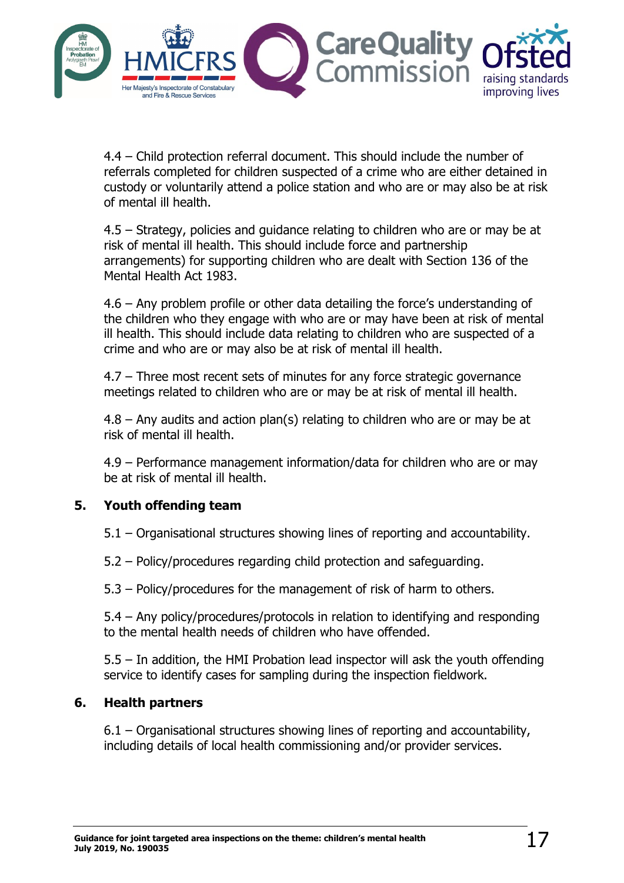4.4 – Child protection referral document. This should include the number of referrals completed for children suspected of a crime who are either detained in custody or voluntarily attend a police station and who are or may also be at risk of mental ill health.

4.5 – Strategy, policies and guidance relating to children who are or may be at risk of mental ill health. This should include force and partnership arrangements) for supporting children who are dealt with Section 136 of the Mental Health Act 1983.

4.6 – Any problem profile or other data detailing the force's understanding of the children who they engage with who are or may have been at risk of mental ill health. This should include data relating to children who are suspected of a crime and who are or may also be at risk of mental ill health.

4.7 – Three most recent sets of minutes for any force strategic governance meetings related to children who are or may be at risk of mental ill health.

4.8 – Any audits and action plan(s) relating to children who are or may be at risk of mental ill health.

4.9 – Performance management information/data for children who are or may be at risk of mental ill health.

## 5. Youth offending team

5.1 – Organisational structures showing lines of reporting and accountability.

5.2 – Policy/procedures regarding child protection and safeguarding.

5.3 – Policy/procedures for the management of risk of harm to others.

5.4 – Any policy/procedures/protocols in relation to identifying and responding to the mental health needs of children who have offended.

5.5 – In addition, the HMI Probation lead inspector will ask the youth offending service to identify cases for sampling during the inspection fieldwork.

## 6. Health partners

6.1 – Organisational structures showing lines of reporting and accountability, including details of local health commissioning and/or provider services.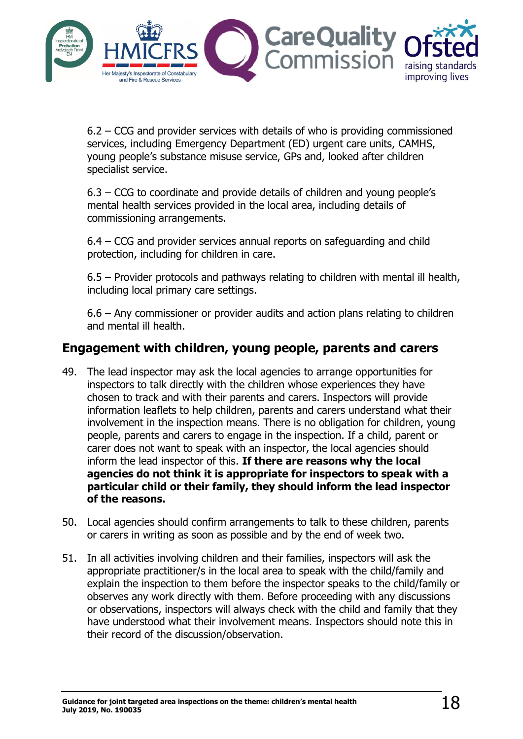6.2 – CCG and provider services with details of who is providing commissioned services, including Emergency Department (ED) urgent care units, CAMHS, young people's substance misuse service, GPs and, looked after children specialist service.

6.3 – CCG to coordinate and provide details of children and young people's mental health services provided in the local area, including details of commissioning arrangements.

6.4 – CCG and provider services annual reports on safeguarding and child protection, including for children in care.

6.5 – Provider protocols and pathways relating to children with mental ill health, including local primary care settings.

6.6 – Any commissioner or provider audits and action plans relating to children and mental ill health.

## Engagement with children, young people, parents and carers

49. The lead inspector may ask the local agencies to arrange opportunities for inspectors to talk directly with the children whose experiences they have chosen to track and with their parents and carers. Inspectors will provide information leaflets to help children, parents and carers understand what their involvement in the inspection means. There is no obligation for children, young people, parents and carers to engage in the inspection. If a child, parent or carer does not want to speak with an inspector, the local agencies should inform the lead inspector of this. **If there are reasons why the local agencies do not think it is appropriate for inspectors to speak with a particular child or their family, they should inform the lead inspector of the reasons.**

50. Local agencies should confirm arrangements to talk to these children, parents or carers in writing as soon as possible and by the end of week two.

51. In all activities involving children and their families, inspectors will ask the appropriate practitioner/s in the local area to speak with the child/family and explain the inspection to them before the inspector speaks to the child/family or observes any work directly with them. Before proceeding with any discussions or observations, inspectors will always check with the child and family that they have understood what their involvement means. Inspectors should note this in their record of the discussion/observation.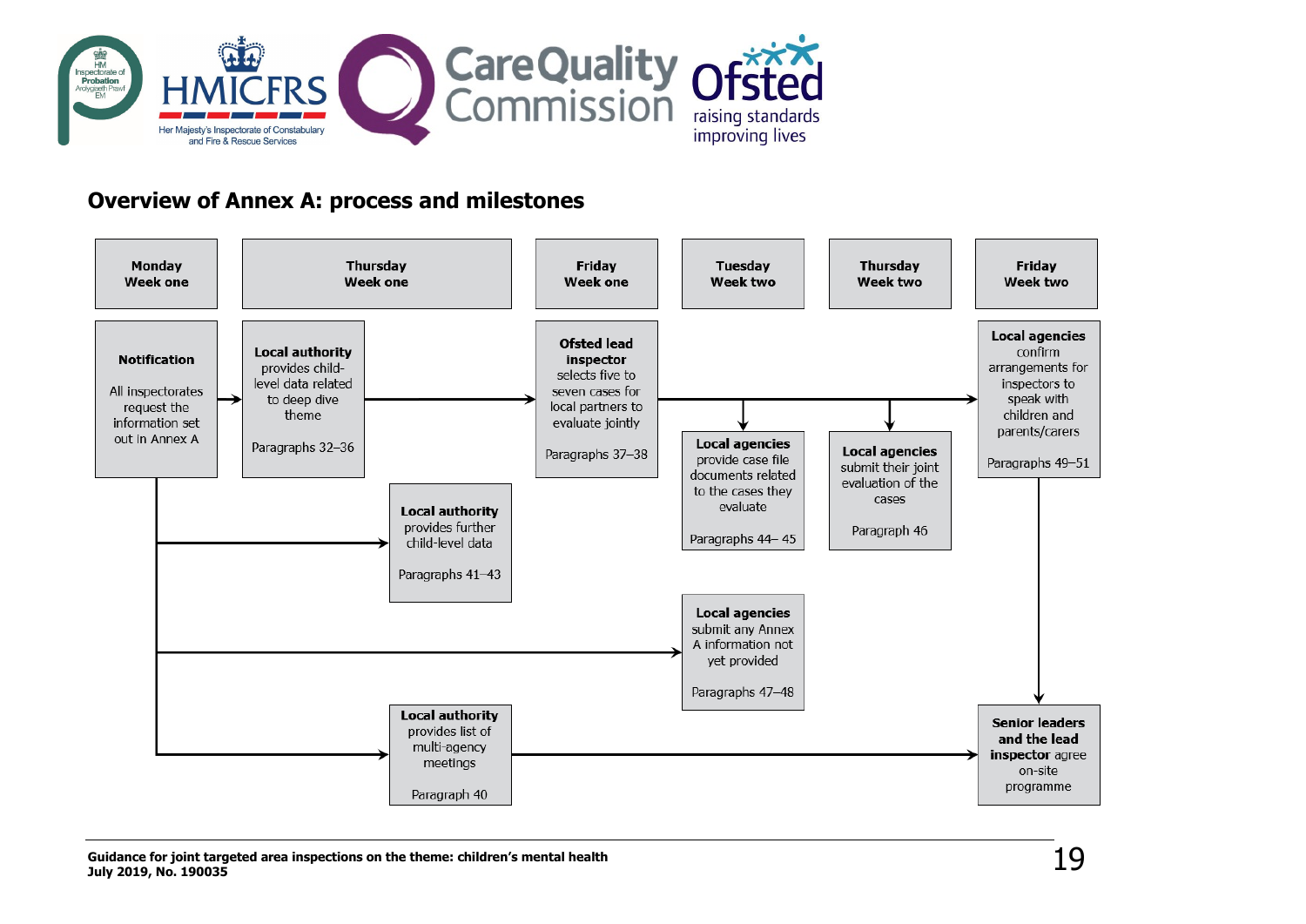## Overview of Annex A: process and milestones

| Monday Week one | Thursday Week one | | Friday Week one | Tuesday Week two | Thursday Week two | Friday Week two |
|---|---|---|---|---|---|---|
| **Notification** All inspectorates request the information set out in Annex A | **Local authority** provides child-level data related to deep dive theme Paragraphs 32–36 | | **Ofsted lead inspector** selects five to seven cases for local partners to evaluate jointly Paragraphs 37–38 | **Local agencies** provide case file documents related to the cases they evaluate Paragraphs 44– 45 | **Local agencies** submit their joint evaluation of the cases Paragraph 46 | **Local agencies** confirm arrangements for inspectors to speak with children and parents/carers Paragraphs 49–51 |
| | | **Local authority** provides further child-level data Paragraphs 41–43 | | **Local agencies** submit any Annex A information not yet provided Paragraphs 47–48 | | |
| | | **Local authority** provides list of multi-agency meetings Paragraph 40 | | | | **Senior leaders and the lead inspector** agree on-site programme |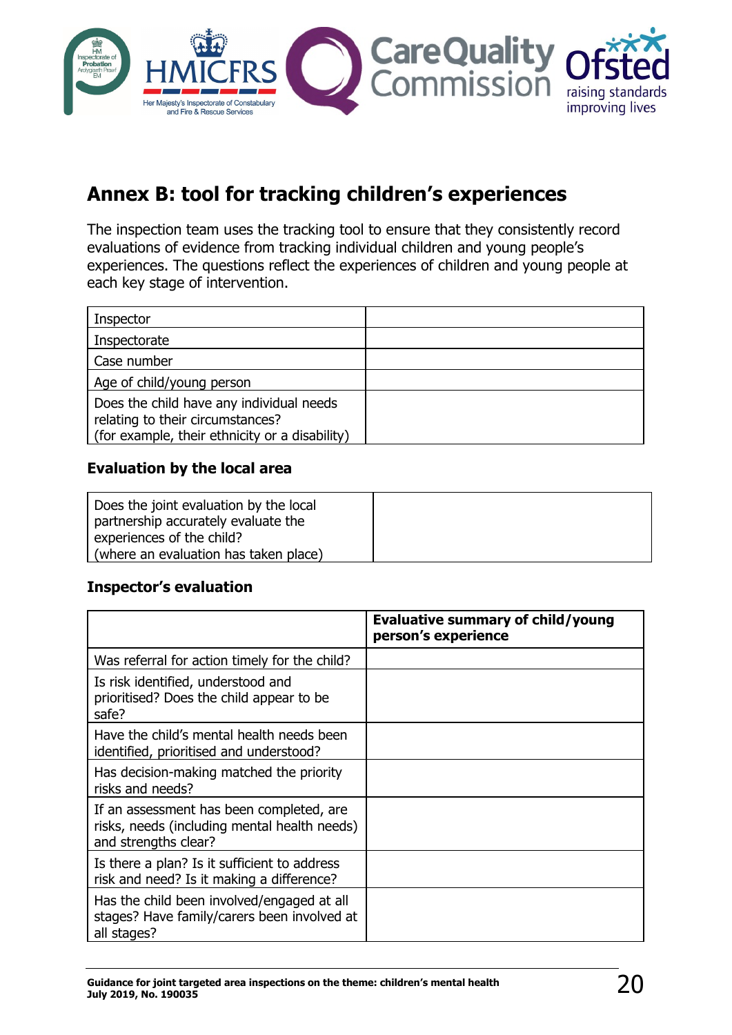## Annex B: tool for tracking children's experiences

The inspection team uses the tracking tool to ensure that they consistently record evaluations of evidence from tracking individual children and young people's experiences. The questions reflect the experiences of children and young people at each key stage of intervention.

| | |
|---|---|
| Inspector | |
| Inspectorate | |
| Case number | |
| Age of child/young person | |
| Does the child have any individual needs relating to their circumstances? (for example, their ethnicity or a disability) | |

### Evaluation by the local area

| | |
|---|---|
| Does the joint evaluation by the local partnership accurately evaluate the experiences of the child? (where an evaluation has taken place) | |

### Inspector's evaluation

| | **Evaluative summary of child/young person's experience** |
|---|---|
| Was referral for action timely for the child? | |
| Is risk identified, understood and prioritised? Does the child appear to be safe? | |
| Have the child's mental health needs been identified, prioritised and understood? | |
| Has decision-making matched the priority risks and needs? | |
| If an assessment has been completed, are risks, needs (including mental health needs) and strengths clear? | |
| Is there a plan? Is it sufficient to address risk and need? Is it making a difference? | |
| Has the child been involved/engaged at all stages? Have family/carers been involved at all stages? | |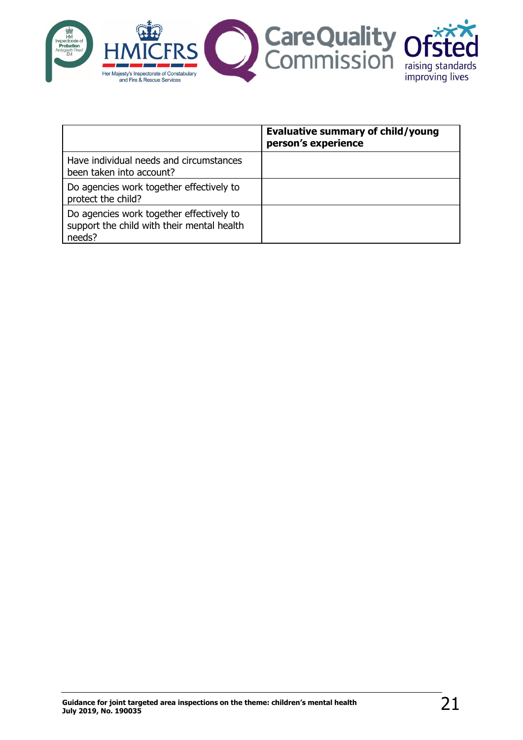| | **Evaluative summary of child/young person's experience** |
|---|---|
| Have individual needs and circumstances been taken into account? | |
| Do agencies work together effectively to protect the child? | |
| Do agencies work together effectively to support the child with their mental health needs? | |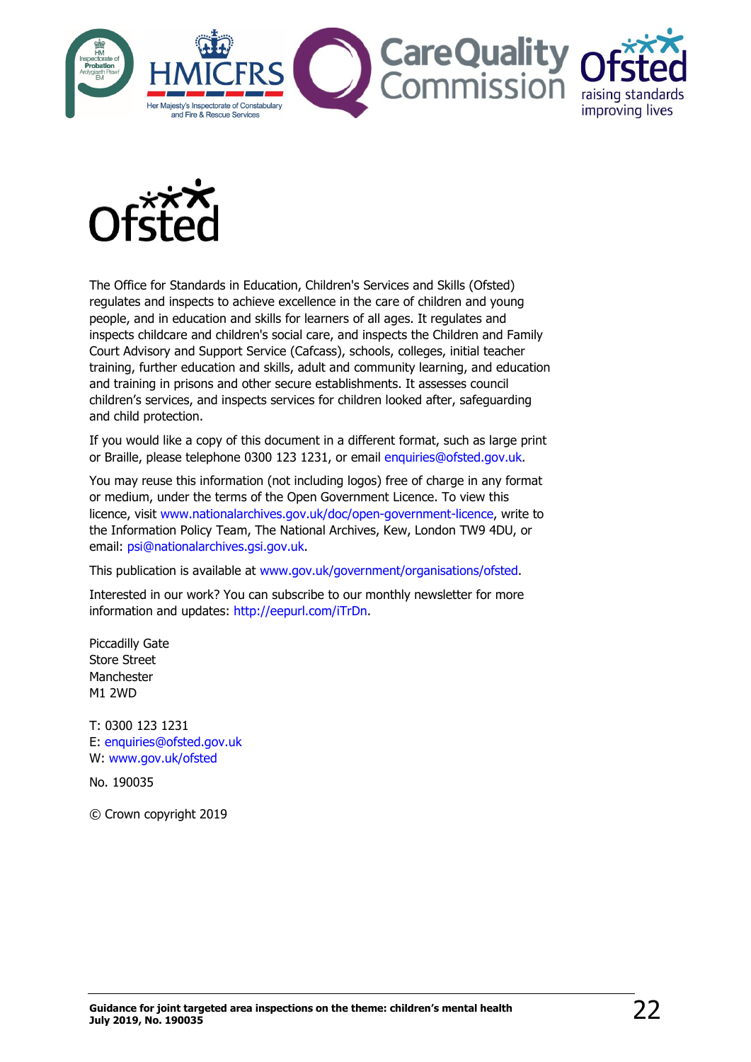The Office for Standards in Education, Children's Services and Skills (Ofsted) regulates and inspects to achieve excellence in the care of children and young people, and in education and skills for learners of all ages. It regulates and inspects childcare and children's social care, and inspects the Children and Family Court Advisory and Support Service (Cafcass), schools, colleges, initial teacher training, further education and skills, adult and community learning, and education and training in prisons and other secure establishments. It assesses council children's services, and inspects services for children looked after, safeguarding and child protection.

If you would like a copy of this document in a different format, such as large print or Braille, please telephone 0300 123 1231, or email enquiries@ofsted.gov.uk.

You may reuse this information (not including logos) free of charge in any format or medium, under the terms of the Open Government Licence. To view this licence, visit www.nationalarchives.gov.uk/doc/open-government-licence, write to the Information Policy Team, The National Archives, Kew, London TW9 4DU, or email: psi@nationalarchives.gsi.gov.uk.

This publication is available at www.gov.uk/government/organisations/ofsted.

Interested in our work? You can subscribe to our monthly newsletter for more information and updates: http://eepurl.com/iTrDn.

Piccadilly Gate
Store Street
Manchester
M1 2WD

T: 0300 123 1231
E: enquiries@ofsted.gov.uk
W: www.gov.uk/ofsted

No. 190035

© Crown copyright 2019